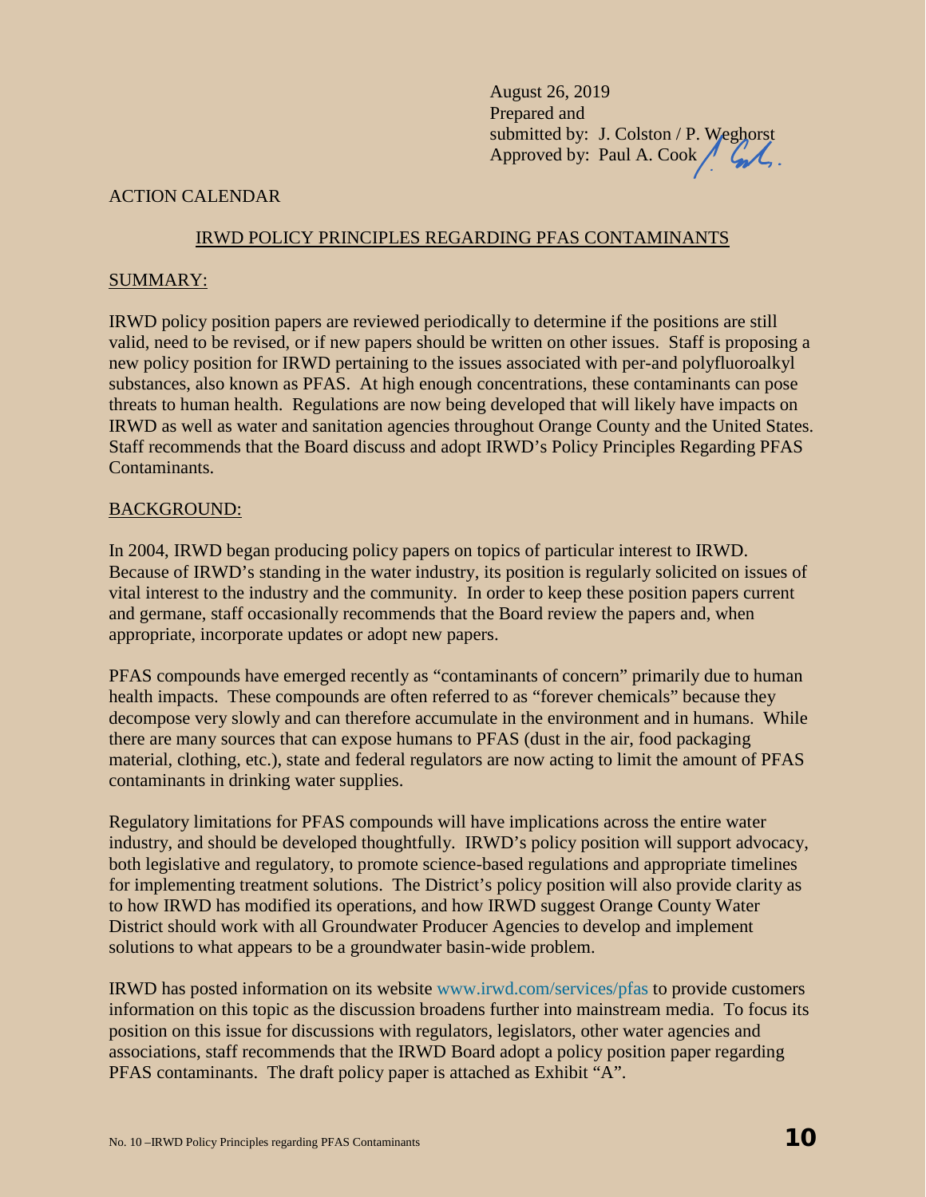August 26, 2019
Prepared and
submitted by: J. Colston / P. Weghorst
Approved by: Paul A. Cook

ACTION CALENDAR

## IRWD POLICY PRINCIPLES REGARDING PFAS CONTAMINANTS

### SUMMARY:

IRWD policy position papers are reviewed periodically to determine if the positions are still valid, need to be revised, or if new papers should be written on other issues. Staff is proposing a new policy position for IRWD pertaining to the issues associated with per-and polyfluoroalkyl substances, also known as PFAS. At high enough concentrations, these contaminants can pose threats to human health. Regulations are now being developed that will likely have impacts on IRWD as well as water and sanitation agencies throughout Orange County and the United States. Staff recommends that the Board discuss and adopt IRWD's Policy Principles Regarding PFAS Contaminants.

### BACKGROUND:

In 2004, IRWD began producing policy papers on topics of particular interest to IRWD. Because of IRWD's standing in the water industry, its position is regularly solicited on issues of vital interest to the industry and the community. In order to keep these position papers current and germane, staff occasionally recommends that the Board review the papers and, when appropriate, incorporate updates or adopt new papers.

PFAS compounds have emerged recently as "contaminants of concern" primarily due to human health impacts. These compounds are often referred to as "forever chemicals" because they decompose very slowly and can therefore accumulate in the environment and in humans. While there are many sources that can expose humans to PFAS (dust in the air, food packaging material, clothing, etc.), state and federal regulators are now acting to limit the amount of PFAS contaminants in drinking water supplies.

Regulatory limitations for PFAS compounds will have implications across the entire water industry, and should be developed thoughtfully. IRWD's policy position will support advocacy, both legislative and regulatory, to promote science-based regulations and appropriate timelines for implementing treatment solutions. The District's policy position will also provide clarity as to how IRWD has modified its operations, and how IRWD suggest Orange County Water District should work with all Groundwater Producer Agencies to develop and implement solutions to what appears to be a groundwater basin-wide problem.

IRWD has posted information on its website www.irwd.com/services/pfas to provide customers information on this topic as the discussion broadens further into mainstream media. To focus its position on this issue for discussions with regulators, legislators, other water agencies and associations, staff recommends that the IRWD Board adopt a policy position paper regarding PFAS contaminants. The draft policy paper is attached as Exhibit "A".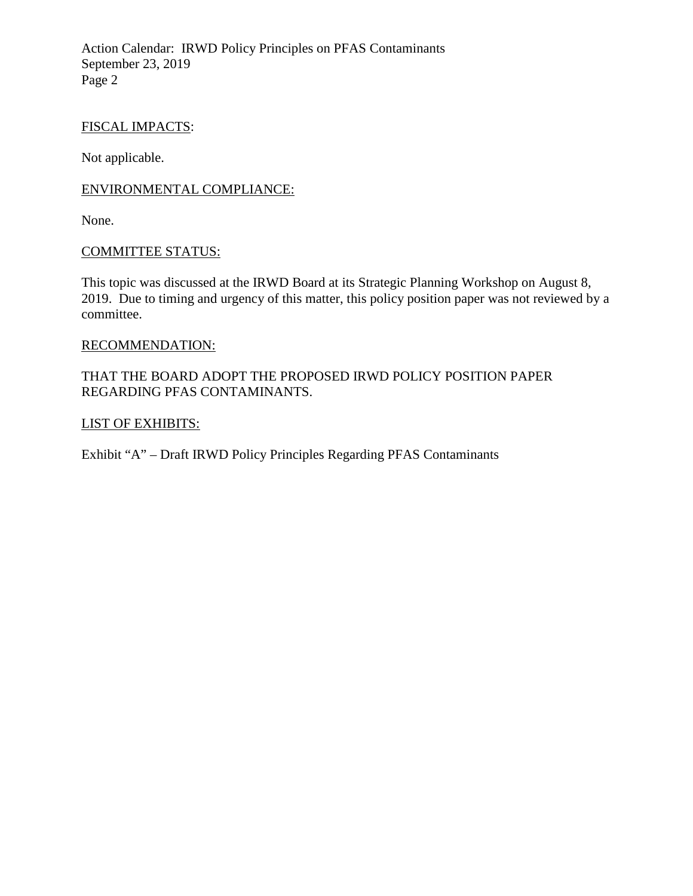FISCAL IMPACTS:

Not applicable.

ENVIRONMENTAL COMPLIANCE:

None.

COMMITTEE STATUS:

This topic was discussed at the IRWD Board at its Strategic Planning Workshop on August 8, 2019. Due to timing and urgency of this matter, this policy position paper was not reviewed by a committee.

RECOMMENDATION:

THAT THE BOARD ADOPT THE PROPOSED IRWD POLICY POSITION PAPER REGARDING PFAS CONTAMINANTS.

LIST OF EXHIBITS:

Exhibit "A" – Draft IRWD Policy Principles Regarding PFAS Contaminants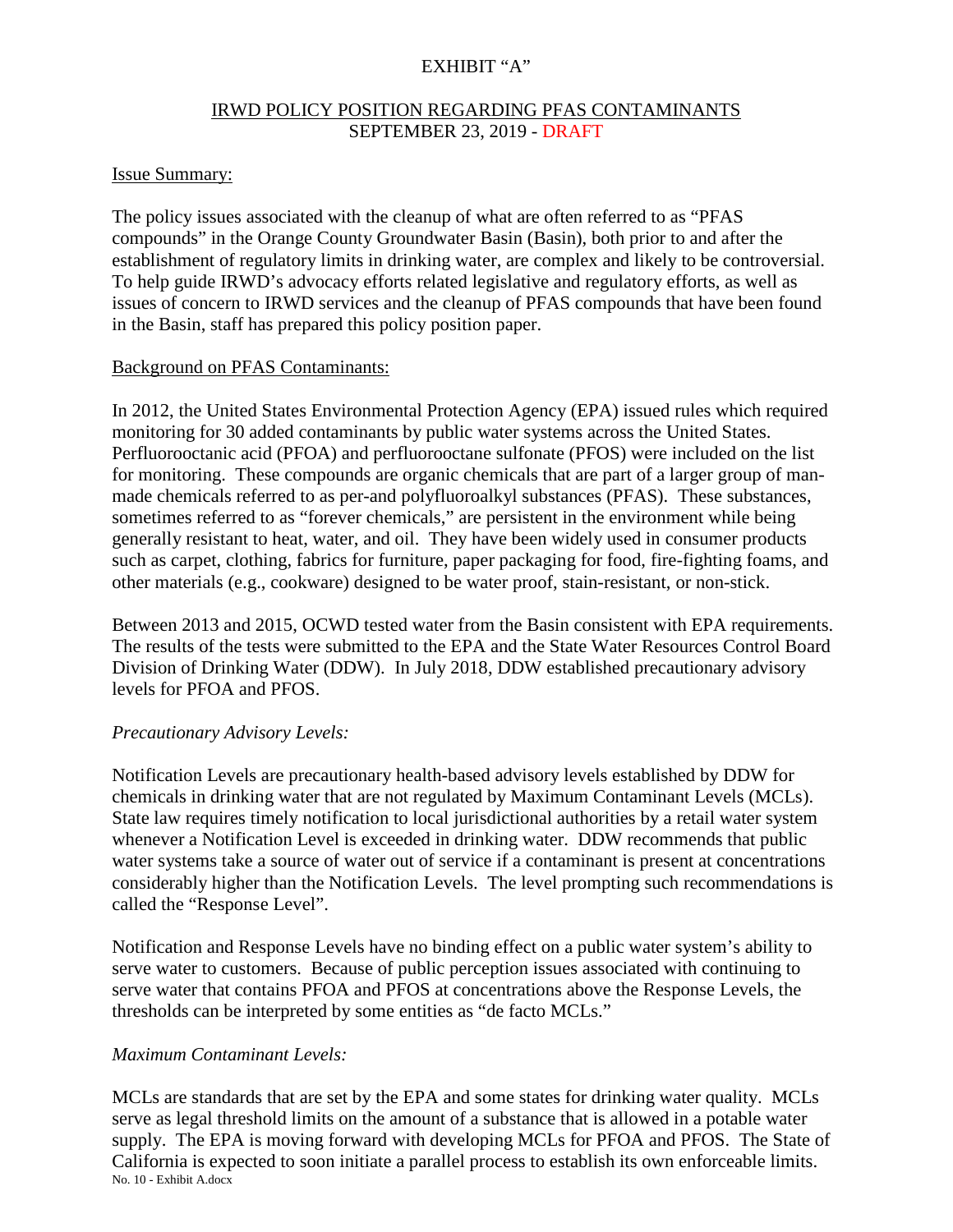EXHIBIT "A"

## IRWD POLICY POSITION REGARDING PFAS CONTAMINANTS
SEPTEMBER 23, 2019 - DRAFT

### Issue Summary:

The policy issues associated with the cleanup of what are often referred to as "PFAS compounds" in the Orange County Groundwater Basin (Basin), both prior to and after the establishment of regulatory limits in drinking water, are complex and likely to be controversial. To help guide IRWD's advocacy efforts related legislative and regulatory efforts, as well as issues of concern to IRWD services and the cleanup of PFAS compounds that have been found in the Basin, staff has prepared this policy position paper.

### Background on PFAS Contaminants:

In 2012, the United States Environmental Protection Agency (EPA) issued rules which required monitoring for 30 added contaminants by public water systems across the United States. Perfluorooctanic acid (PFOA) and perfluorooctane sulfonate (PFOS) were included on the list for monitoring. These compounds are organic chemicals that are part of a larger group of man-made chemicals referred to as per-and polyfluoroalkyl substances (PFAS). These substances, sometimes referred to as "forever chemicals," are persistent in the environment while being generally resistant to heat, water, and oil. They have been widely used in consumer products such as carpet, clothing, fabrics for furniture, paper packaging for food, fire-fighting foams, and other materials (e.g., cookware) designed to be water proof, stain-resistant, or non-stick.

Between 2013 and 2015, OCWD tested water from the Basin consistent with EPA requirements. The results of the tests were submitted to the EPA and the State Water Resources Control Board Division of Drinking Water (DDW). In July 2018, DDW established precautionary advisory levels for PFOA and PFOS.

*Precautionary Advisory Levels:*

Notification Levels are precautionary health-based advisory levels established by DDW for chemicals in drinking water that are not regulated by Maximum Contaminant Levels (MCLs). State law requires timely notification to local jurisdictional authorities by a retail water system whenever a Notification Level is exceeded in drinking water. DDW recommends that public water systems take a source of water out of service if a contaminant is present at concentrations considerably higher than the Notification Levels. The level prompting such recommendations is called the "Response Level".

Notification and Response Levels have no binding effect on a public water system's ability to serve water to customers. Because of public perception issues associated with continuing to serve water that contains PFOA and PFOS at concentrations above the Response Levels, the thresholds can be interpreted by some entities as "de facto MCLs."

*Maximum Contaminant Levels:*

MCLs are standards that are set by the EPA and some states for drinking water quality. MCLs serve as legal threshold limits on the amount of a substance that is allowed in a potable water supply. The EPA is moving forward with developing MCLs for PFOA and PFOS. The State of California is expected to soon initiate a parallel process to establish its own enforceable limits.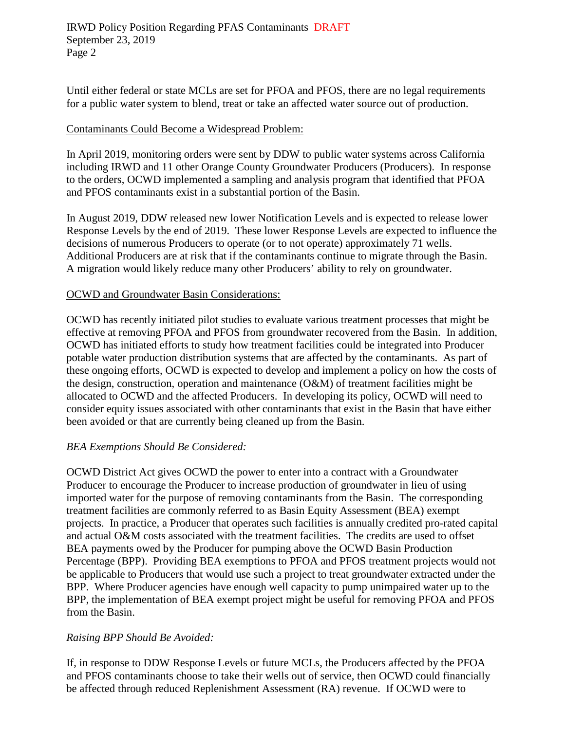Until either federal or state MCLs are set for PFOA and PFOS, there are no legal requirements for a public water system to blend, treat or take an affected water source out of production.

Contaminants Could Become a Widespread Problem:

In April 2019, monitoring orders were sent by DDW to public water systems across California including IRWD and 11 other Orange County Groundwater Producers (Producers). In response to the orders, OCWD implemented a sampling and analysis program that identified that PFOA and PFOS contaminants exist in a substantial portion of the Basin.

In August 2019, DDW released new lower Notification Levels and is expected to release lower Response Levels by the end of 2019. These lower Response Levels are expected to influence the decisions of numerous Producers to operate (or to not operate) approximately 71 wells. Additional Producers are at risk that if the contaminants continue to migrate through the Basin. A migration would likely reduce many other Producers' ability to rely on groundwater.

OCWD and Groundwater Basin Considerations:

OCWD has recently initiated pilot studies to evaluate various treatment processes that might be effective at removing PFOA and PFOS from groundwater recovered from the Basin. In addition, OCWD has initiated efforts to study how treatment facilities could be integrated into Producer potable water production distribution systems that are affected by the contaminants. As part of these ongoing efforts, OCWD is expected to develop and implement a policy on how the costs of the design, construction, operation and maintenance (O&M) of treatment facilities might be allocated to OCWD and the affected Producers. In developing its policy, OCWD will need to consider equity issues associated with other contaminants that exist in the Basin that have either been avoided or that are currently being cleaned up from the Basin.

*BEA Exemptions Should Be Considered:*

OCWD District Act gives OCWD the power to enter into a contract with a Groundwater Producer to encourage the Producer to increase production of groundwater in lieu of using imported water for the purpose of removing contaminants from the Basin. The corresponding treatment facilities are commonly referred to as Basin Equity Assessment (BEA) exempt projects. In practice, a Producer that operates such facilities is annually credited pro-rated capital and actual O&M costs associated with the treatment facilities. The credits are used to offset BEA payments owed by the Producer for pumping above the OCWD Basin Production Percentage (BPP). Providing BEA exemptions to PFOA and PFOS treatment projects would not be applicable to Producers that would use such a project to treat groundwater extracted under the BPP. Where Producer agencies have enough well capacity to pump unimpaired water up to the BPP, the implementation of BEA exempt project might be useful for removing PFOA and PFOS from the Basin.

*Raising BPP Should Be Avoided:*

If, in response to DDW Response Levels or future MCLs, the Producers affected by the PFOA and PFOS contaminants choose to take their wells out of service, then OCWD could financially be affected through reduced Replenishment Assessment (RA) revenue. If OCWD were to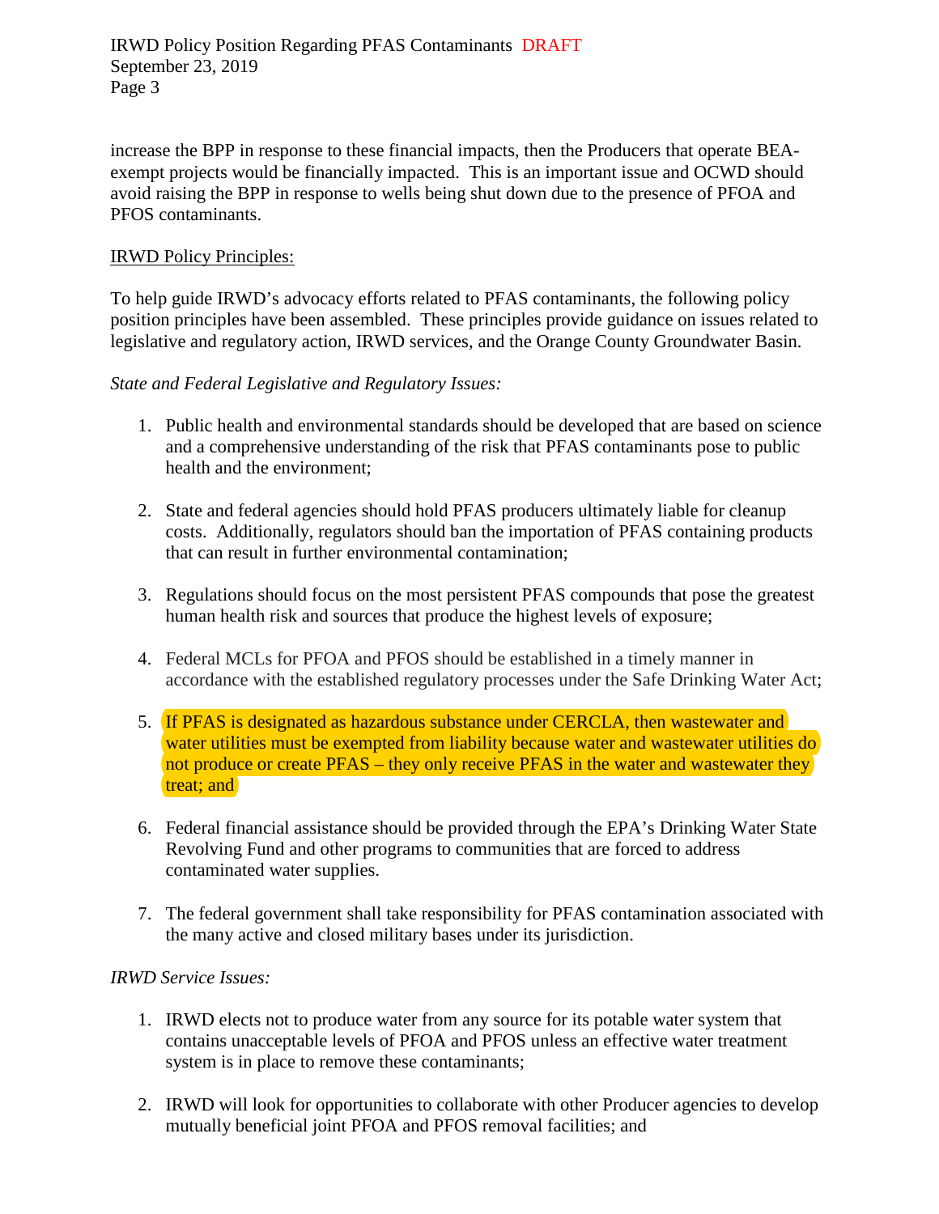increase the BPP in response to these financial impacts, then the Producers that operate BEA-exempt projects would be financially impacted. This is an important issue and OCWD should avoid raising the BPP in response to wells being shut down due to the presence of PFOA and PFOS contaminants.

IRWD Policy Principles:

To help guide IRWD's advocacy efforts related to PFAS contaminants, the following policy position principles have been assembled. These principles provide guidance on issues related to legislative and regulatory action, IRWD services, and the Orange County Groundwater Basin.

*State and Federal Legislative and Regulatory Issues:*

1. Public health and environmental standards should be developed that are based on science and a comprehensive understanding of the risk that PFAS contaminants pose to public health and the environment;

2. State and federal agencies should hold PFAS producers ultimately liable for cleanup costs. Additionally, regulators should ban the importation of PFAS containing products that can result in further environmental contamination;

3. Regulations should focus on the most persistent PFAS compounds that pose the greatest human health risk and sources that produce the highest levels of exposure;

4. Federal MCLs for PFOA and PFOS should be established in a timely manner in accordance with the established regulatory processes under the Safe Drinking Water Act;

5. If PFAS is designated as hazardous substance under CERCLA, then wastewater and water utilities must be exempted from liability because water and wastewater utilities do not produce or create PFAS – they only receive PFAS in the water and wastewater they treat; and

6. Federal financial assistance should be provided through the EPA's Drinking Water State Revolving Fund and other programs to communities that are forced to address contaminated water supplies.

7. The federal government shall take responsibility for PFAS contamination associated with the many active and closed military bases under its jurisdiction.

*IRWD Service Issues:*

1. IRWD elects not to produce water from any source for its potable water system that contains unacceptable levels of PFOA and PFOS unless an effective water treatment system is in place to remove these contaminants;

2. IRWD will look for opportunities to collaborate with other Producer agencies to develop mutually beneficial joint PFOA and PFOS removal facilities; and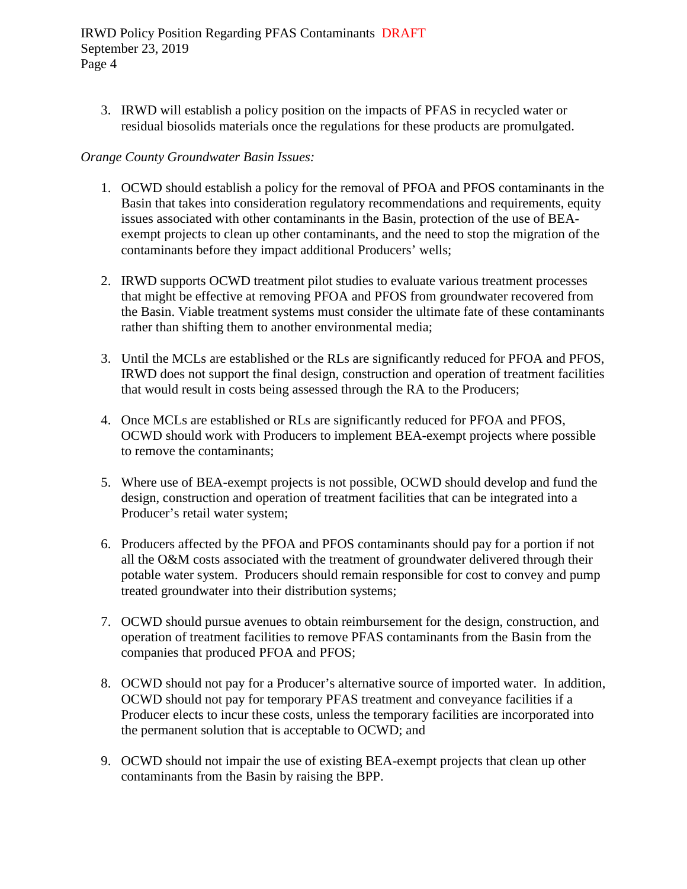3. IRWD will establish a policy position on the impacts of PFAS in recycled water or residual biosolids materials once the regulations for these products are promulgated.

*Orange County Groundwater Basin Issues:*

1. OCWD should establish a policy for the removal of PFOA and PFOS contaminants in the Basin that takes into consideration regulatory recommendations and requirements, equity issues associated with other contaminants in the Basin, protection of the use of BEA-exempt projects to clean up other contaminants, and the need to stop the migration of the contaminants before they impact additional Producers' wells;

2. IRWD supports OCWD treatment pilot studies to evaluate various treatment processes that might be effective at removing PFOA and PFOS from groundwater recovered from the Basin. Viable treatment systems must consider the ultimate fate of these contaminants rather than shifting them to another environmental media;

3. Until the MCLs are established or the RLs are significantly reduced for PFOA and PFOS, IRWD does not support the final design, construction and operation of treatment facilities that would result in costs being assessed through the RA to the Producers;

4. Once MCLs are established or RLs are significantly reduced for PFOA and PFOS, OCWD should work with Producers to implement BEA-exempt projects where possible to remove the contaminants;

5. Where use of BEA-exempt projects is not possible, OCWD should develop and fund the design, construction and operation of treatment facilities that can be integrated into a Producer's retail water system;

6. Producers affected by the PFOA and PFOS contaminants should pay for a portion if not all the O&M costs associated with the treatment of groundwater delivered through their potable water system. Producers should remain responsible for cost to convey and pump treated groundwater into their distribution systems;

7. OCWD should pursue avenues to obtain reimbursement for the design, construction, and operation of treatment facilities to remove PFAS contaminants from the Basin from the companies that produced PFOA and PFOS;

8. OCWD should not pay for a Producer's alternative source of imported water. In addition, OCWD should not pay for temporary PFAS treatment and conveyance facilities if a Producer elects to incur these costs, unless the temporary facilities are incorporated into the permanent solution that is acceptable to OCWD; and

9. OCWD should not impair the use of existing BEA-exempt projects that clean up other contaminants from the Basin by raising the BPP.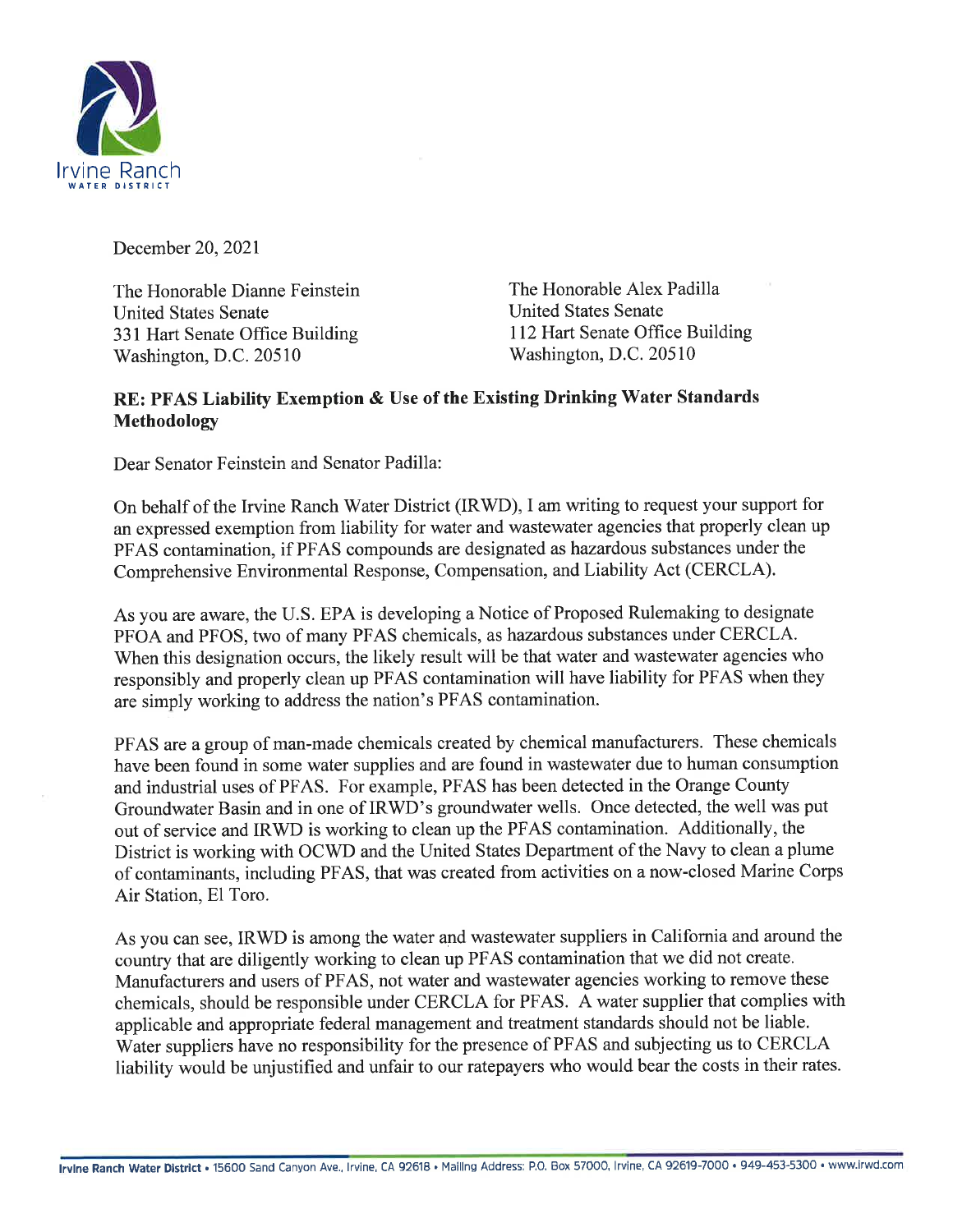Irvine Ranch
WATER DISTRICT

December 20, 2021

The Honorable Dianne Feinstein
United States Senate
331 Hart Senate Office Building
Washington, D.C. 20510

The Honorable Alex Padilla
United States Senate
112 Hart Senate Office Building
Washington, D.C. 20510

**RE: PFAS Liability Exemption & Use of the Existing Drinking Water Standards Methodology**

Dear Senator Feinstein and Senator Padilla:

On behalf of the Irvine Ranch Water District (IRWD), I am writing to request your support for an expressed exemption from liability for water and wastewater agencies that properly clean up PFAS contamination, if PFAS compounds are designated as hazardous substances under the Comprehensive Environmental Response, Compensation, and Liability Act (CERCLA).

As you are aware, the U.S. EPA is developing a Notice of Proposed Rulemaking to designate PFOA and PFOS, two of many PFAS chemicals, as hazardous substances under CERCLA. When this designation occurs, the likely result will be that water and wastewater agencies who responsibly and properly clean up PFAS contamination will have liability for PFAS when they are simply working to address the nation's PFAS contamination.

PFAS are a group of man-made chemicals created by chemical manufacturers. These chemicals have been found in some water supplies and are found in wastewater due to human consumption and industrial uses of PFAS. For example, PFAS has been detected in the Orange County Groundwater Basin and in one of IRWD's groundwater wells. Once detected, the well was put out of service and IRWD is working to clean up the PFAS contamination. Additionally, the District is working with OCWD and the United States Department of the Navy to clean a plume of contaminants, including PFAS, that was created from activities on a now-closed Marine Corps Air Station, El Toro.

As you can see, IRWD is among the water and wastewater suppliers in California and around the country that are diligently working to clean up PFAS contamination that we did not create. Manufacturers and users of PFAS, not water and wastewater agencies working to remove these chemicals, should be responsible under CERCLA for PFAS. A water supplier that complies with applicable and appropriate federal management and treatment standards should not be liable. Water suppliers have no responsibility for the presence of PFAS and subjecting us to CERCLA liability would be unjustified and unfair to our ratepayers who would bear the costs in their rates.

**Irvine Ranch Water District** • 15600 Sand Canyon Ave., Irvine, CA 92618 • Mailing Address: P.O. Box 57000, Irvine, CA 92619-7000 • 949-453-5300 • www.irwd.com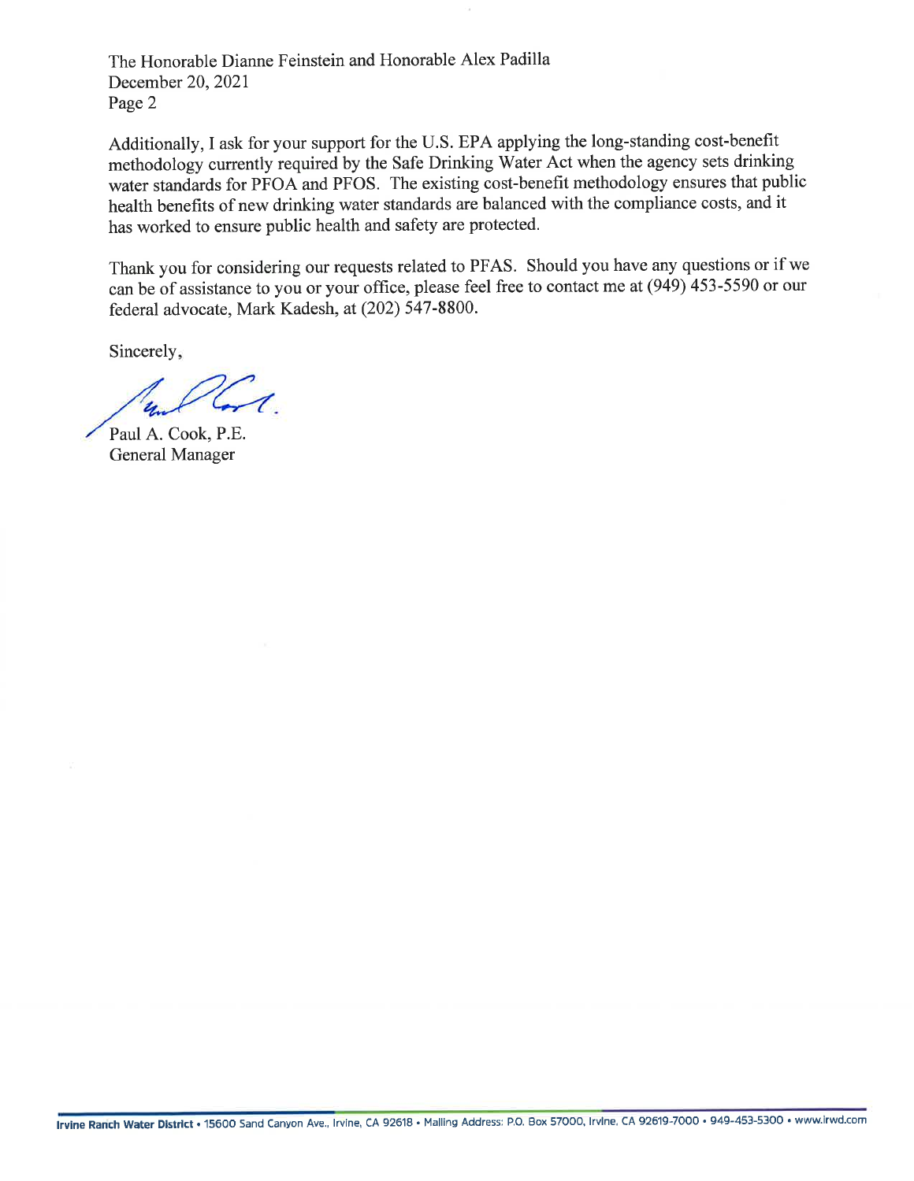The Honorable Dianne Feinstein and Honorable Alex Padilla
December 20, 2021
Page 2

Additionally, I ask for your support for the U.S. EPA applying the long-standing cost-benefit methodology currently required by the Safe Drinking Water Act when the agency sets drinking water standards for PFOA and PFOS. The existing cost-benefit methodology ensures that public health benefits of new drinking water standards are balanced with the compliance costs, and it has worked to ensure public health and safety are protected.

Thank you for considering our requests related to PFAS. Should you have any questions or if we can be of assistance to you or your office, please feel free to contact me at (949) 453-5590 or our federal advocate, Mark Kadesh, at (202) 547-8800.

Sincerely,

Paul A. Cook, P.E.
General Manager

**Irvine Ranch Water District** • 15600 Sand Canyon Ave., Irvine, CA 92618 • Mailing Address: P.O. Box 57000, Irvine, CA 92619-7000 • 949-453-5300 • www.irwd.com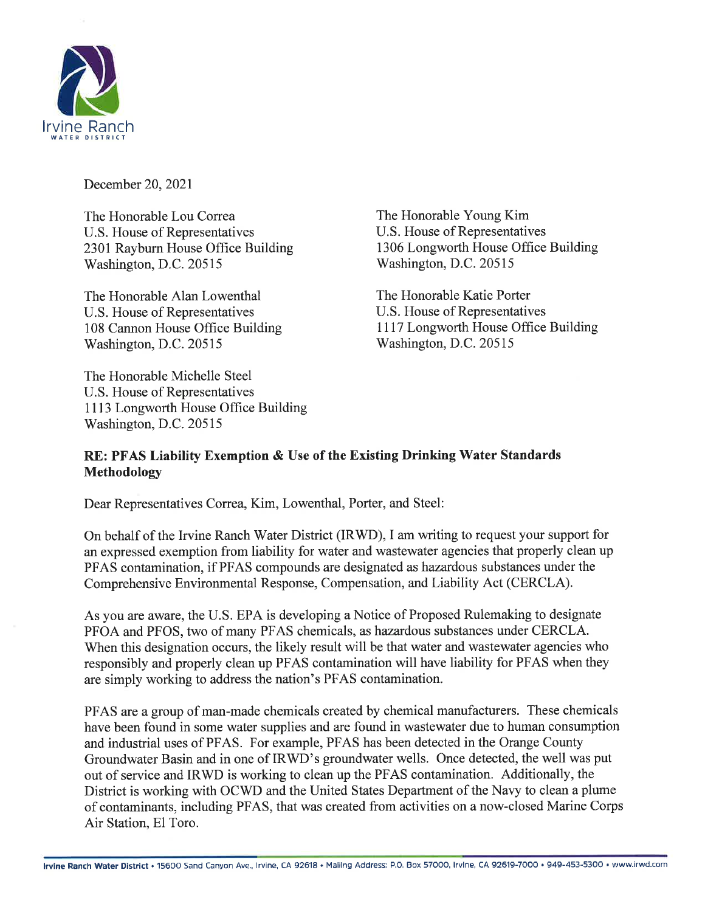Irvine Ranch
WATER DISTRICT

December 20, 2021

The Honorable Lou Correa
U.S. House of Representatives
2301 Rayburn House Office Building
Washington, D.C. 20515

The Honorable Young Kim
U.S. House of Representatives
1306 Longworth House Office Building
Washington, D.C. 20515

The Honorable Alan Lowenthal
U.S. House of Representatives
108 Cannon House Office Building
Washington, D.C. 20515

The Honorable Katie Porter
U.S. House of Representatives
1117 Longworth House Office Building
Washington, D.C. 20515

The Honorable Michelle Steel
U.S. House of Representatives
1113 Longworth House Office Building
Washington, D.C. 20515

**RE: PFAS Liability Exemption & Use of the Existing Drinking Water Standards Methodology**

Dear Representatives Correa, Kim, Lowenthal, Porter, and Steel:

On behalf of the Irvine Ranch Water District (IRWD), I am writing to request your support for an expressed exemption from liability for water and wastewater agencies that properly clean up PFAS contamination, if PFAS compounds are designated as hazardous substances under the Comprehensive Environmental Response, Compensation, and Liability Act (CERCLA).

As you are aware, the U.S. EPA is developing a Notice of Proposed Rulemaking to designate PFOA and PFOS, two of many PFAS chemicals, as hazardous substances under CERCLA. When this designation occurs, the likely result will be that water and wastewater agencies who responsibly and properly clean up PFAS contamination will have liability for PFAS when they are simply working to address the nation's PFAS contamination.

PFAS are a group of man-made chemicals created by chemical manufacturers. These chemicals have been found in some water supplies and are found in wastewater due to human consumption and industrial uses of PFAS. For example, PFAS has been detected in the Orange County Groundwater Basin and in one of IRWD's groundwater wells. Once detected, the well was put out of service and IRWD is working to clean up the PFAS contamination. Additionally, the District is working with OCWD and the United States Department of the Navy to clean a plume of contaminants, including PFAS, that was created from activities on a now-closed Marine Corps Air Station, El Toro.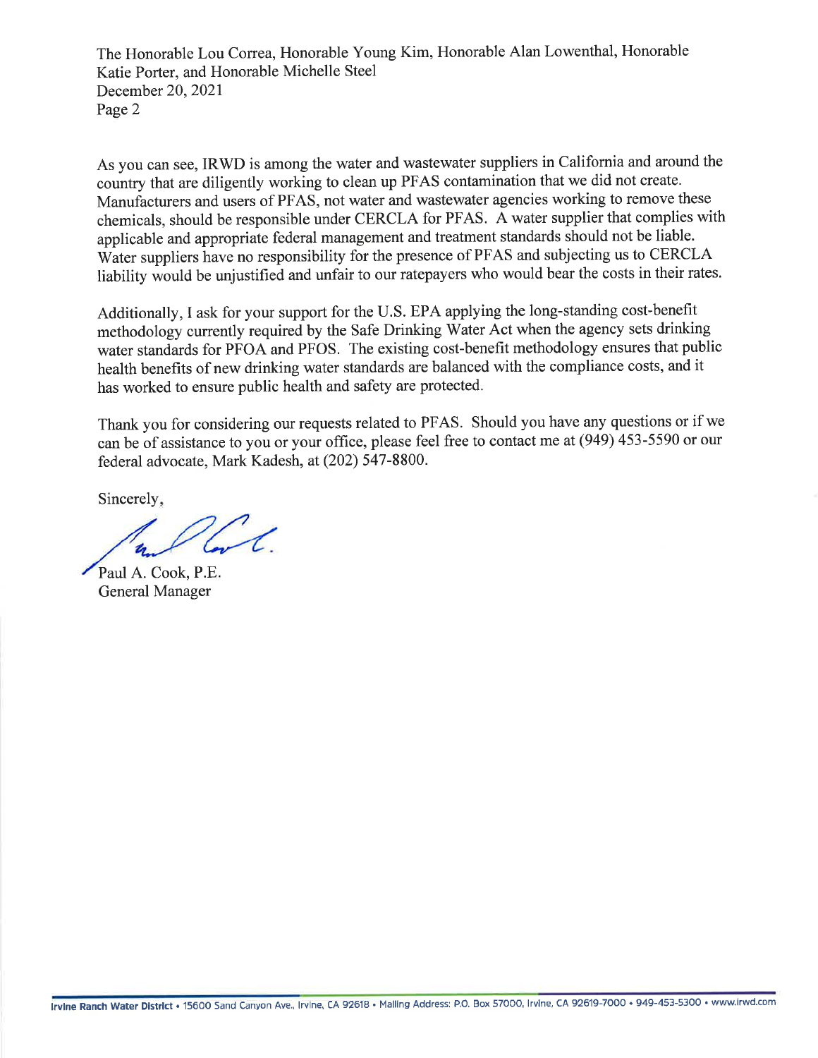As you can see, IRWD is among the water and wastewater suppliers in California and around the country that are diligently working to clean up PFAS contamination that we did not create. Manufacturers and users of PFAS, not water and wastewater agencies working to remove these chemicals, should be responsible under CERCLA for PFAS. A water supplier that complies with applicable and appropriate federal management and treatment standards should not be liable. Water suppliers have no responsibility for the presence of PFAS and subjecting us to CERCLA liability would be unjustified and unfair to our ratepayers who would bear the costs in their rates.

Additionally, I ask for your support for the U.S. EPA applying the long-standing cost-benefit methodology currently required by the Safe Drinking Water Act when the agency sets drinking water standards for PFOA and PFOS. The existing cost-benefit methodology ensures that public health benefits of new drinking water standards are balanced with the compliance costs, and it has worked to ensure public health and safety are protected.

Thank you for considering our requests related to PFAS. Should you have any questions or if we can be of assistance to you or your office, please feel free to contact me at (949) 453-5590 or our federal advocate, Mark Kadesh, at (202) 547-8800.

Sincerely,

Paul A. Cook, P.E.
General Manager